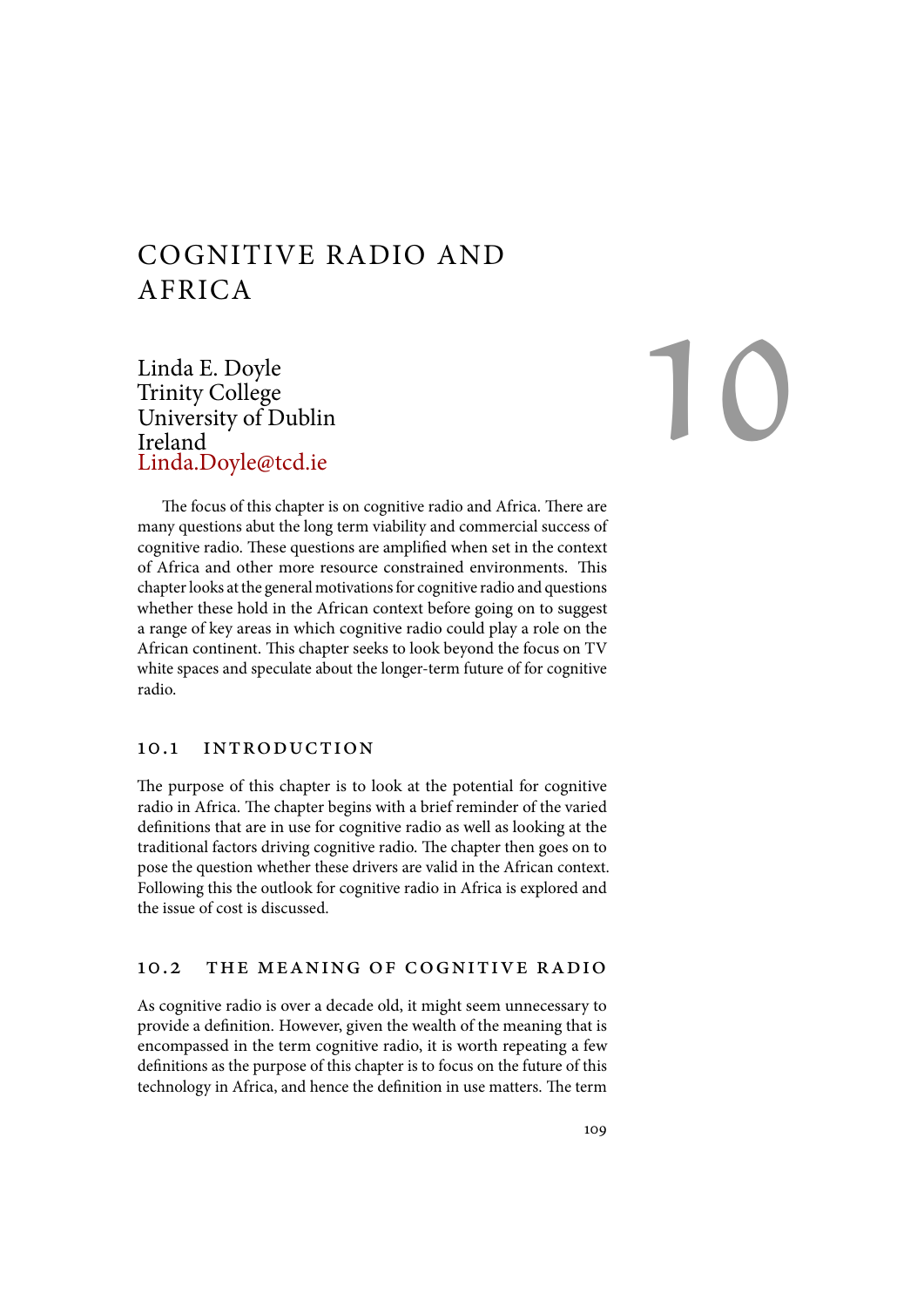# COGNITIVE RADIO AND AFRICA

10

Linda E. Doyle
Trinity College
University of Dublin
Ireland
Linda.Doyle@tcd.ie

The focus of this chapter is on cognitive radio and Africa. There are many questions abut the long term viability and commercial success of cognitive radio. These questions are amplified when set in the context of Africa and other more resource constrained environments. This chapter looks at the general motivations for cognitive radio and questions whether these hold in the African context before going on to suggest a range of key areas in which cognitive radio could play a role on the African continent. This chapter seeks to look beyond the focus on TV white spaces and speculate about the longer-term future of for cognitive radio.

## 10.1 INTRODUCTION

The purpose of this chapter is to look at the potential for cognitive radio in Africa. The chapter begins with a brief reminder of the varied definitions that are in use for cognitive radio as well as looking at the traditional factors driving cognitive radio. The chapter then goes on to pose the question whether these drivers are valid in the African context. Following this the outlook for cognitive radio in Africa is explored and the issue of cost is discussed.

## 10.2 THE MEANING OF COGNITIVE RADIO

As cognitive radio is over a decade old, it might seem unnecessary to provide a definition. However, given the wealth of the meaning that is encompassed in the term cognitive radio, it is worth repeating a few definitions as the purpose of this chapter is to focus on the future of this technology in Africa, and hence the definition in use matters. The term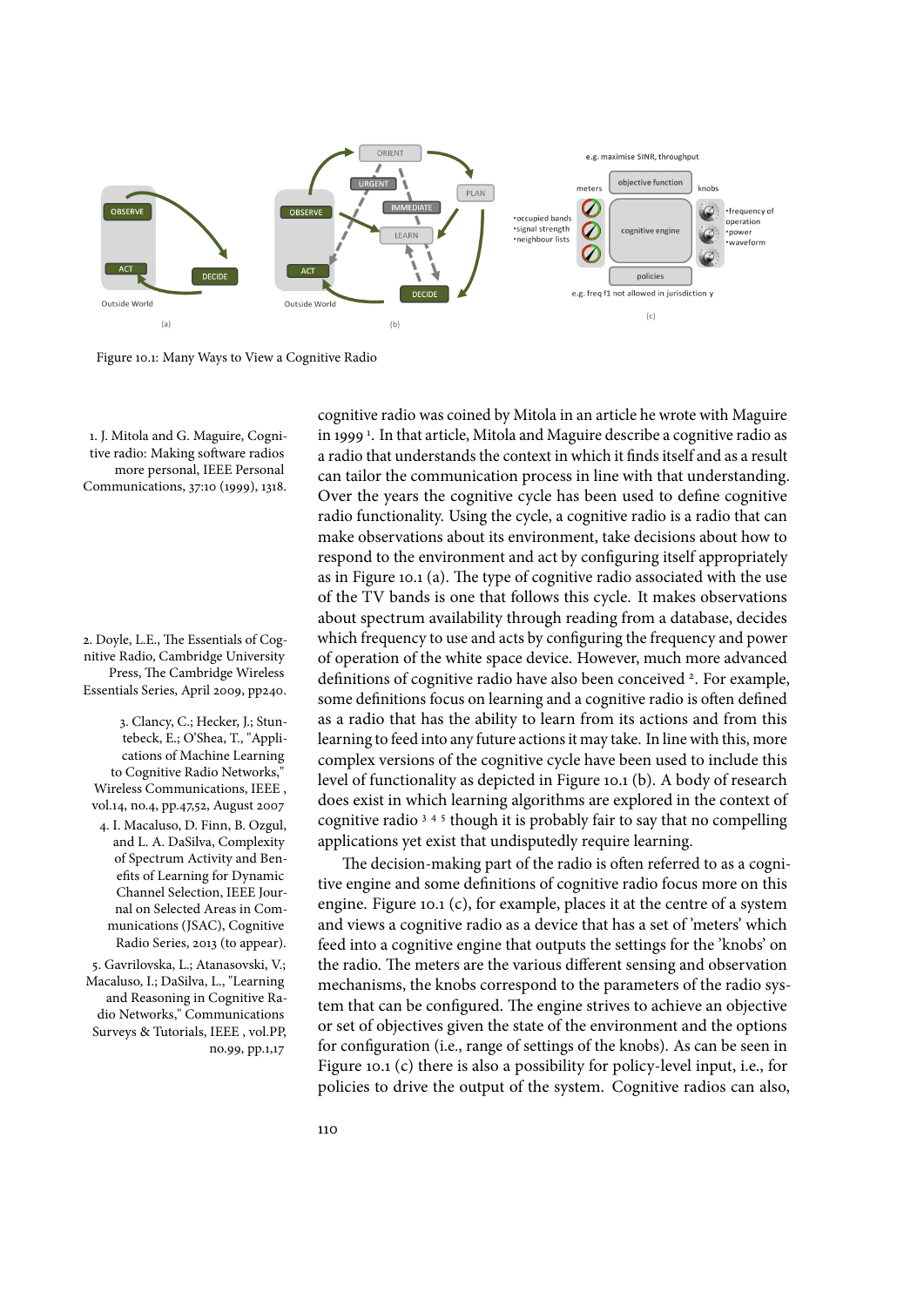Figure 10.1: Many Ways to View a Cognitive Radio

cognitive radio was coined by Mitola in an article he wrote with Maguire in 1999 [1]. In that article, Mitola and Maguire describe a cognitive radio as a radio that understands the context in which it finds itself and as a result can tailor the communication process in line with that understanding. Over the years the cognitive cycle has been used to define cognitive radio functionality. Using the cycle, a cognitive radio is a radio that can make observations about its environment, take decisions about how to respond to the environment and act by configuring itself appropriately as in Figure 10.1 (a). The type of cognitive radio associated with the use of the TV bands is one that follows this cycle. It makes observations about spectrum availability through reading from a database, decides which frequency to use and acts by configuring the frequency and power of operation of the white space device. However, much more advanced definitions of cognitive radio have also been conceived [2]. For example, some definitions focus on learning and a cognitive radio is often defined as a radio that has the ability to learn from its actions and from this learning to feed into any future actions it may take. In line with this, more complex versions of the cognitive cycle have been used to include this level of functionality as depicted in Figure 10.1 (b). A body of research does exist in which learning algorithms are explored in the context of cognitive radio [3] [4] [5] though it is probably fair to say that no compelling applications yet exist that undisputedly require learning.

1. J. Mitola and G. Maguire, Cognitive radio: Making software radios more personal, IEEE Personal Communications, 37:10 (1999), 1318.

2. Doyle, L.E., The Essentials of Cognitive Radio, Cambridge University Press, The Cambridge Wireless Essentials Series, April 2009, pp240.

3. Clancy, C.; Hecker, J.; Stuntebeck, E.; O'Shea, T., "Applications of Machine Learning to Cognitive Radio Networks," Wireless Communications, IEEE , vol.14, no.4, pp.47,52, August 2007

4. I. Macaluso, D. Finn, B. Ozgul, and L. A. DaSilva, Complexity of Spectrum Activity and Benefits of Learning for Dynamic Channel Selection, IEEE Journal on Selected Areas in Communications (JSAC), Cognitive Radio Series, 2013 (to appear).

5. Gavrilovska, L.; Atanasovski, V.; Macaluso, I.; DaSilva, L., "Learning and Reasoning in Cognitive Radio Networks," Communications Surveys & Tutorials, IEEE , vol.PP, no.99, pp.1,17

The decision-making part of the radio is often referred to as a cognitive engine and some definitions of cognitive radio focus more on this engine. Figure 10.1 (c), for example, places it at the centre of a system and views a cognitive radio as a device that has a set of 'meters' which feed into a cognitive engine that outputs the settings for the 'knobs' on the radio. The meters are the various different sensing and observation mechanisms, the knobs correspond to the parameters of the radio system that can be configured. The engine strives to achieve an objective or set of objectives given the state of the environment and the options for configuration (i.e., range of settings of the knobs). As can be seen in Figure 10.1 (c) there is also a possibility for policy-level input, i.e., for policies to drive the output of the system. Cognitive radios can also,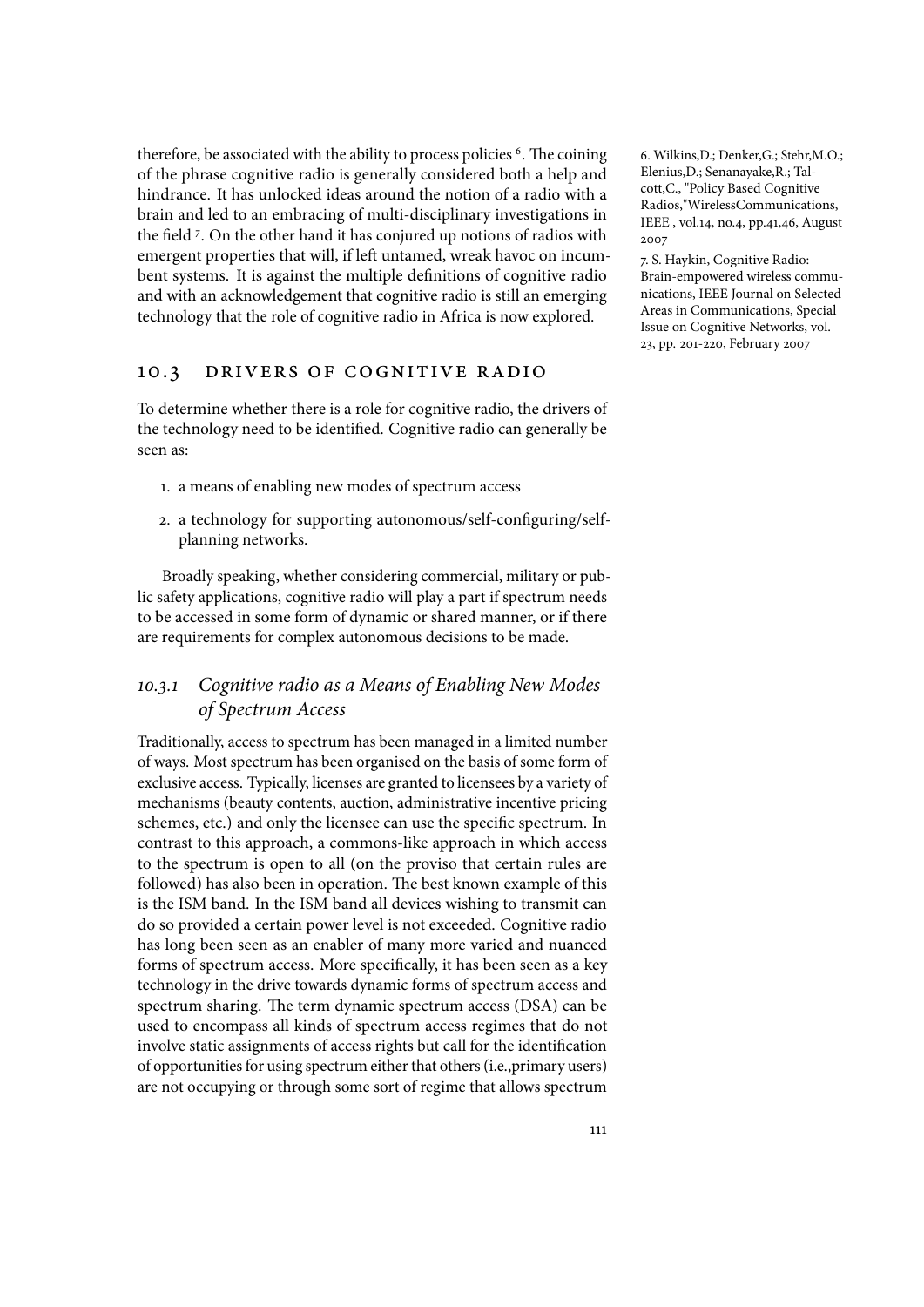therefore, be associated with the ability to process policies [6]. The coining of the phrase cognitive radio is generally considered both a help and hindrance. It has unlocked ideas around the notion of a radio with a brain and led to an embracing of multi-disciplinary investigations in the field [7]. On the other hand it has conjured up notions of radios with emergent properties that will, if left untamed, wreak havoc on incumbent systems. It is against the multiple definitions of cognitive radio and with an acknowledgement that cognitive radio is still an emerging technology that the role of cognitive radio in Africa is now explored.

6. Wilkins,D.; Denker,G.; Stehr,M.O.; Elenius,D.; Senanayake,R.; Talcott,C., "Policy Based Cognitive Radios,"WirelessCommunications, IEEE , vol.14, no.4, pp.41,46, August 2007

7. S. Haykin, Cognitive Radio: Brain-empowered wireless communications, IEEE Journal on Selected Areas in Communications, Special Issue on Cognitive Networks, vol. 23, pp. 201-220, February 2007

## 10.3 DRIVERS OF COGNITIVE RADIO

To determine whether there is a role for cognitive radio, the drivers of the technology need to be identified. Cognitive radio can generally be seen as:

1. a means of enabling new modes of spectrum access
2. a technology for supporting autonomous/self-configuring/self-planning networks.

Broadly speaking, whether considering commercial, military or public safety applications, cognitive radio will play a part if spectrum needs to be accessed in some form of dynamic or shared manner, or if there are requirements for complex autonomous decisions to be made.

### *10.3.1 Cognitive radio as a Means of Enabling New Modes of Spectrum Access*

Traditionally, access to spectrum has been managed in a limited number of ways. Most spectrum has been organised on the basis of some form of exclusive access. Typically, licenses are granted to licensees by a variety of mechanisms (beauty contents, auction, administrative incentive pricing schemes, etc.) and only the licensee can use the specific spectrum. In contrast to this approach, a commons-like approach in which access to the spectrum is open to all (on the proviso that certain rules are followed) has also been in operation. The best known example of this is the ISM band. In the ISM band all devices wishing to transmit can do so provided a certain power level is not exceeded. Cognitive radio has long been seen as an enabler of many more varied and nuanced forms of spectrum access. More specifically, it has been seen as a key technology in the drive towards dynamic forms of spectrum access and spectrum sharing. The term dynamic spectrum access (DSA) can be used to encompass all kinds of spectrum access regimes that do not involve static assignments of access rights but call for the identification of opportunities for using spectrum either that others (i.e.,primary users) are not occupying or through some sort of regime that allows spectrum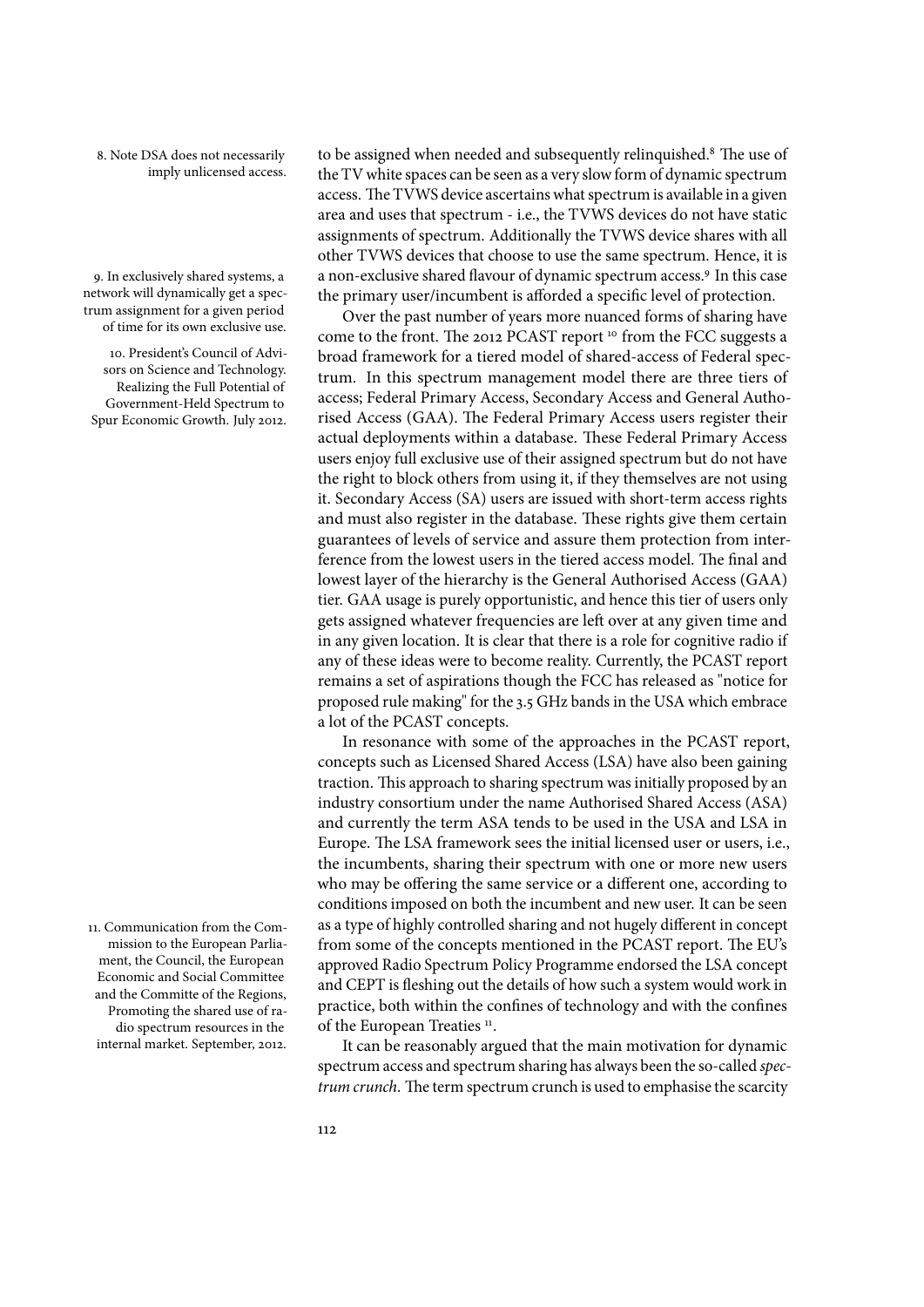to be assigned when needed and subsequently relinquished.[8] The use of the TV white spaces can be seen as a very slow form of dynamic spectrum access. The TVWS device ascertains what spectrum is available in a given area and uses that spectrum - i.e., the TVWS devices do not have static assignments of spectrum. Additionally the TVWS device shares with all other TVWS devices that choose to use the same spectrum. Hence, it is a non-exclusive shared flavour of dynamic spectrum access.[9] In this case the primary user/incumbent is afforded a specific level of protection.

Over the past number of years more nuanced forms of sharing have come to the front. The 2012 PCAST report [10] from the FCC suggests a broad framework for a tiered model of shared-access of Federal spectrum. In this spectrum management model there are three tiers of access; Federal Primary Access, Secondary Access and General Authorised Access (GAA). The Federal Primary Access users register their actual deployments within a database. These Federal Primary Access users enjoy full exclusive use of their assigned spectrum but do not have the right to block others from using it, if they themselves are not using it. Secondary Access (SA) users are issued with short-term access rights and must also register in the database. These rights give them certain guarantees of levels of service and assure them protection from interference from the lowest users in the tiered access model. The final and lowest layer of the hierarchy is the General Authorised Access (GAA) tier. GAA usage is purely opportunistic, and hence this tier of users only gets assigned whatever frequencies are left over at any given time and in any given location. It is clear that there is a role for cognitive radio if any of these ideas were to become reality. Currently, the PCAST report remains a set of aspirations though the FCC has released as "notice for proposed rule making" for the 3.5 GHz bands in the USA which embrace a lot of the PCAST concepts.

In resonance with some of the approaches in the PCAST report, concepts such as Licensed Shared Access (LSA) have also been gaining traction. This approach to sharing spectrum was initially proposed by an industry consortium under the name Authorised Shared Access (ASA) and currently the term ASA tends to be used in the USA and LSA in Europe. The LSA framework sees the initial licensed user or users, i.e., the incumbents, sharing their spectrum with one or more new users who may be offering the same service or a different one, according to conditions imposed on both the incumbent and new user. It can be seen as a type of highly controlled sharing and not hugely different in concept from some of the concepts mentioned in the PCAST report. The EU's approved Radio Spectrum Policy Programme endorsed the LSA concept and CEPT is fleshing out the details of how such a system would work in practice, both within the confines of technology and with the confines of the European Treaties [11].

It can be reasonably argued that the main motivation for dynamic spectrum access and spectrum sharing has always been the so-called *spectrum crunch*. The term spectrum crunch is used to emphasise the scarcity

8. Note DSA does not necessarily imply unlicensed access.

9. In exclusively shared systems, a network will dynamically get a spectrum assignment for a given period of time for its own exclusive use.

10. President's Council of Advisors on Science and Technology. Realizing the Full Potential of Government-Held Spectrum to Spur Economic Growth. July 2012.

11. Communication from the Commission to the European Parliament, the Council, the European Economic and Social Committee and the Committe of the Regions, Promoting the shared use of radio spectrum resources in the internal market. September, 2012.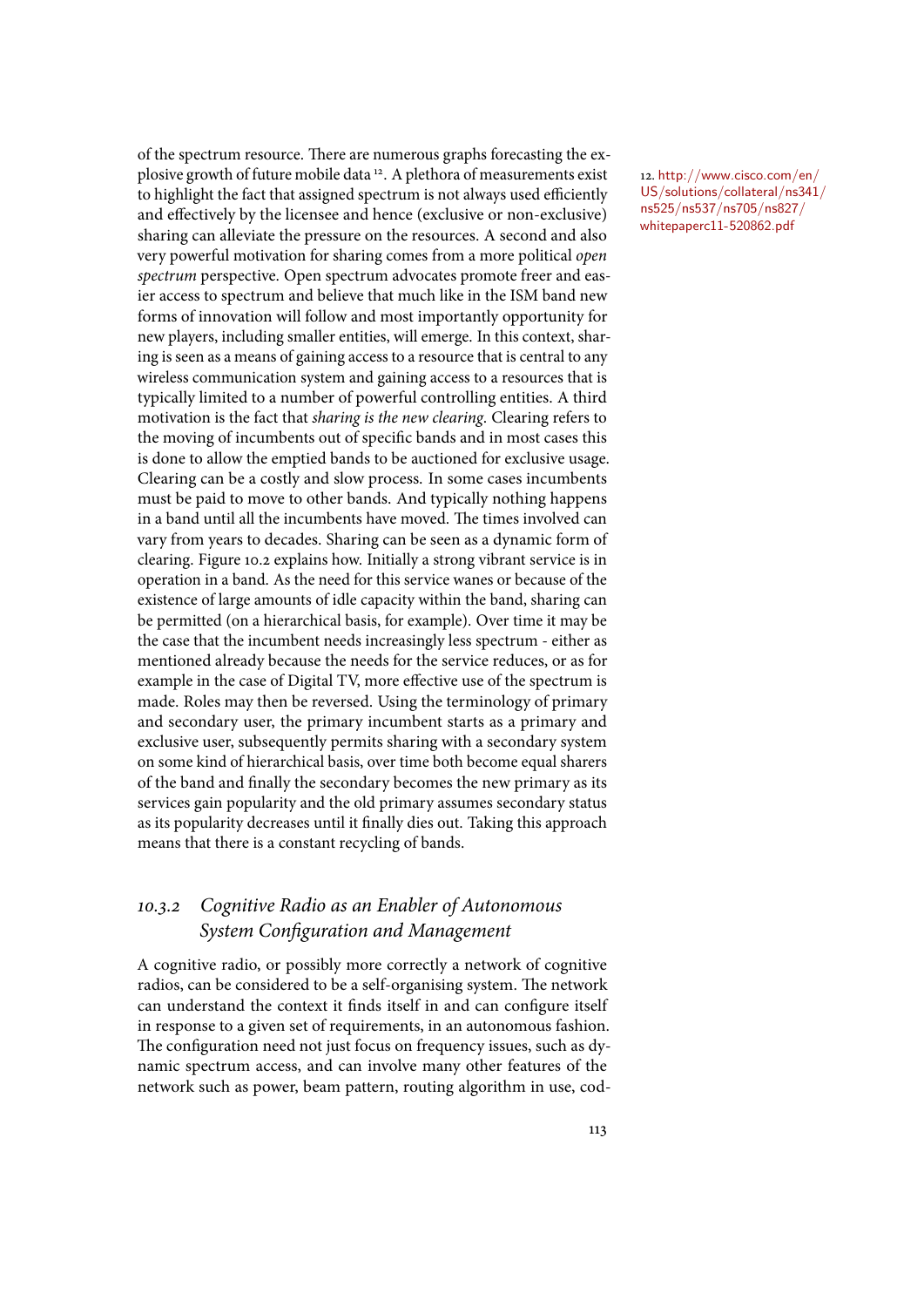of the spectrum resource. There are numerous graphs forecasting the explosive growth of future mobile data [12]. A plethora of measurements exist to highlight the fact that assigned spectrum is not always used efficiently and effectively by the licensee and hence (exclusive or non-exclusive) sharing can alleviate the pressure on the resources. A second and also very powerful motivation for sharing comes from a more political *open spectrum* perspective. Open spectrum advocates promote freer and easier access to spectrum and believe that much like in the ISM band new forms of innovation will follow and most importantly opportunity for new players, including smaller entities, will emerge. In this context, sharing is seen as a means of gaining access to a resource that is central to any wireless communication system and gaining access to a resources that is typically limited to a number of powerful controlling entities. A third motivation is the fact that *sharing is the new clearing*. Clearing refers to the moving of incumbents out of specific bands and in most cases this is done to allow the emptied bands to be auctioned for exclusive usage. Clearing can be a costly and slow process. In some cases incumbents must be paid to move to other bands. And typically nothing happens in a band until all the incumbents have moved. The times involved can vary from years to decades. Sharing can be seen as a dynamic form of clearing. Figure 10.2 explains how. Initially a strong vibrant service is in operation in a band. As the need for this service wanes or because of the existence of large amounts of idle capacity within the band, sharing can be permitted (on a hierarchical basis, for example). Over time it may be the case that the incumbent needs increasingly less spectrum - either as mentioned already because the needs for the service reduces, or as for example in the case of Digital TV, more effective use of the spectrum is made. Roles may then be reversed. Using the terminology of primary and secondary user, the primary incumbent starts as a primary and exclusive user, subsequently permits sharing with a secondary system on some kind of hierarchical basis, over time both become equal sharers of the band and finally the secondary becomes the new primary as its services gain popularity and the old primary assumes secondary status as its popularity decreases until it finally dies out. Taking this approach means that there is a constant recycling of bands.

12. http://www.cisco.com/en/US/solutions/collateral/ns341/ns525/ns537/ns705/ns827/whitepaperc11-520862.pdf

### *10.3.2 Cognitive Radio as an Enabler of Autonomous System Configuration and Management*

A cognitive radio, or possibly more correctly a network of cognitive radios, can be considered to be a self-organising system. The network can understand the context it finds itself in and can configure itself in response to a given set of requirements, in an autonomous fashion. The configuration need not just focus on frequency issues, such as dynamic spectrum access, and can involve many other features of the network such as power, beam pattern, routing algorithm in use, cod-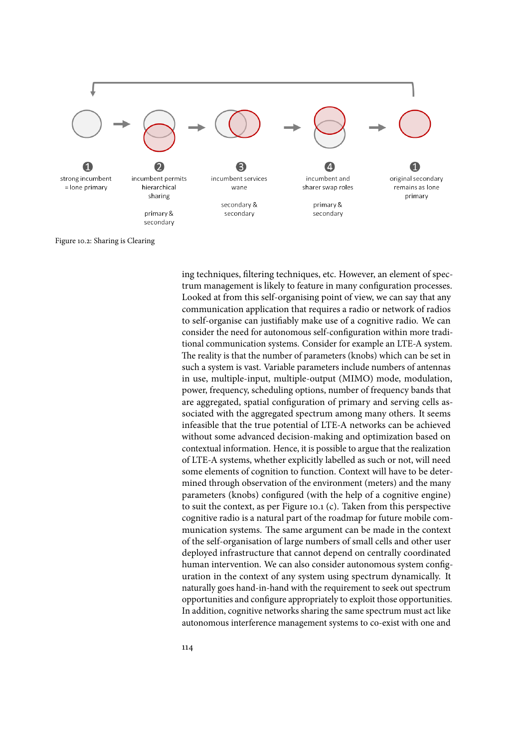① strong incumbent = lone primary → ② incumbent permits hierarchical sharing (primary & secondary) → ③ incumbent services wane (secondary & secondary) → ④ incumbent and sharer swap roles (primary & secondary) → ① original secondary remains as lone primary

Figure 10.2: Sharing is Clearing

ing techniques, filtering techniques, etc. However, an element of spectrum management is likely to feature in many configuration processes. Looked at from this self-organising point of view, we can say that any communication application that requires a radio or network of radios to self-organise can justifiably make use of a cognitive radio. We can consider the need for autonomous self-configuration within more traditional communication systems. Consider for example an LTE-A system. The reality is that the number of parameters (knobs) which can be set in such a system is vast. Variable parameters include numbers of antennas in use, multiple-input, multiple-output (MIMO) mode, modulation, power, frequency, scheduling options, number of frequency bands that are aggregated, spatial configuration of primary and serving cells associated with the aggregated spectrum among many others. It seems infeasible that the true potential of LTE-A networks can be achieved without some advanced decision-making and optimization based on contextual information. Hence, it is possible to argue that the realization of LTE-A systems, whether explicitly labelled as such or not, will need some elements of cognition to function. Context will have to be determined through observation of the environment (meters) and the many parameters (knobs) configured (with the help of a cognitive engine) to suit the context, as per Figure 10.1 (c). Taken from this perspective cognitive radio is a natural part of the roadmap for future mobile communication systems. The same argument can be made in the context of the self-organisation of large numbers of small cells and other user deployed infrastructure that cannot depend on centrally coordinated human intervention. We can also consider autonomous system configuration in the context of any system using spectrum dynamically. It naturally goes hand-in-hand with the requirement to seek out spectrum opportunities and configure appropriately to exploit those opportunities. In addition, cognitive networks sharing the same spectrum must act like autonomous interference management systems to co-exist with one and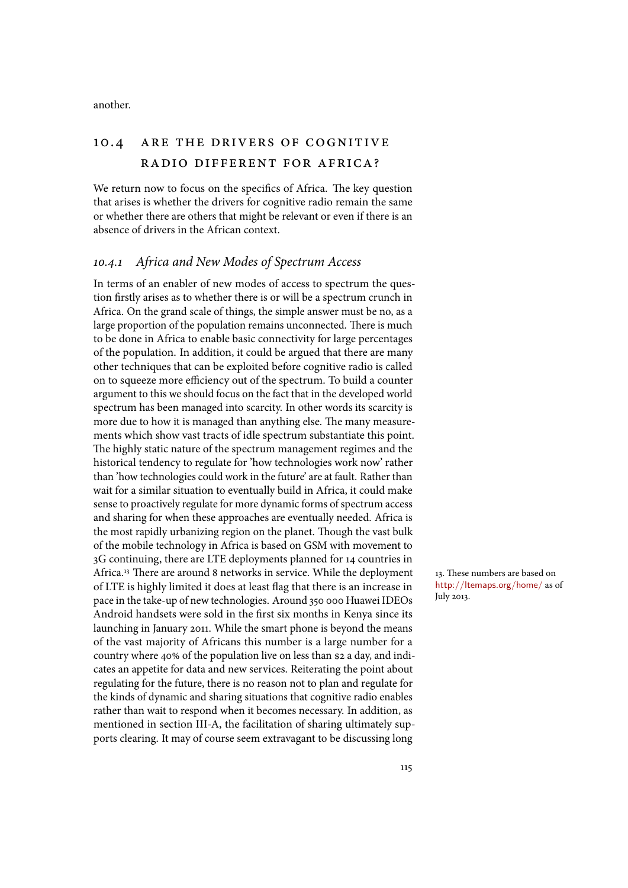another.

## 10.4 Are the Drivers of Cognitive Radio Different for Africa?

We return now to focus on the specifics of Africa. The key question that arises is whether the drivers for cognitive radio remain the same or whether there are others that might be relevant or even if there is an absence of drivers in the African context.

### *10.4.1 Africa and New Modes of Spectrum Access*

In terms of an enabler of new modes of access to spectrum the question firstly arises as to whether there is or will be a spectrum crunch in Africa. On the grand scale of things, the simple answer must be no, as a large proportion of the population remains unconnected. There is much to be done in Africa to enable basic connectivity for large percentages of the population. In addition, it could be argued that there are many other techniques that can be exploited before cognitive radio is called on to squeeze more efficiency out of the spectrum. To build a counter argument to this we should focus on the fact that in the developed world spectrum has been managed into scarcity. In other words its scarcity is more due to how it is managed than anything else. The many measurements which show vast tracts of idle spectrum substantiate this point. The highly static nature of the spectrum management regimes and the historical tendency to regulate for 'how technologies work now' rather than 'how technologies could work in the future' are at fault. Rather than wait for a similar situation to eventually build in Africa, it could make sense to proactively regulate for more dynamic forms of spectrum access and sharing for when these approaches are eventually needed. Africa is the most rapidly urbanizing region on the planet. Though the vast bulk of the mobile technology in Africa is based on GSM with movement to 3G continuing, there are LTE deployments planned for 14 countries in Africa.[13] There are around 8 networks in service. While the deployment of LTE is highly limited it does at least flag that there is an increase in pace in the take-up of new technologies. Around 350 000 Huawei IDEOs Android handsets were sold in the first six months in Kenya since its launching in January 2011. While the smart phone is beyond the means of the vast majority of Africans this number is a large number for a country where 40% of the population live on less than $2 a day, and indicates an appetite for data and new services. Reiterating the point about regulating for the future, there is no reason not to plan and regulate for the kinds of dynamic and sharing situations that cognitive radio enables rather than wait to respond when it becomes necessary. In addition, as mentioned in section III-A, the facilitation of sharing ultimately supports clearing. It may of course seem extravagant to be discussing long

13. These numbers are based on http://ltemaps.org/home/ as of July 2013.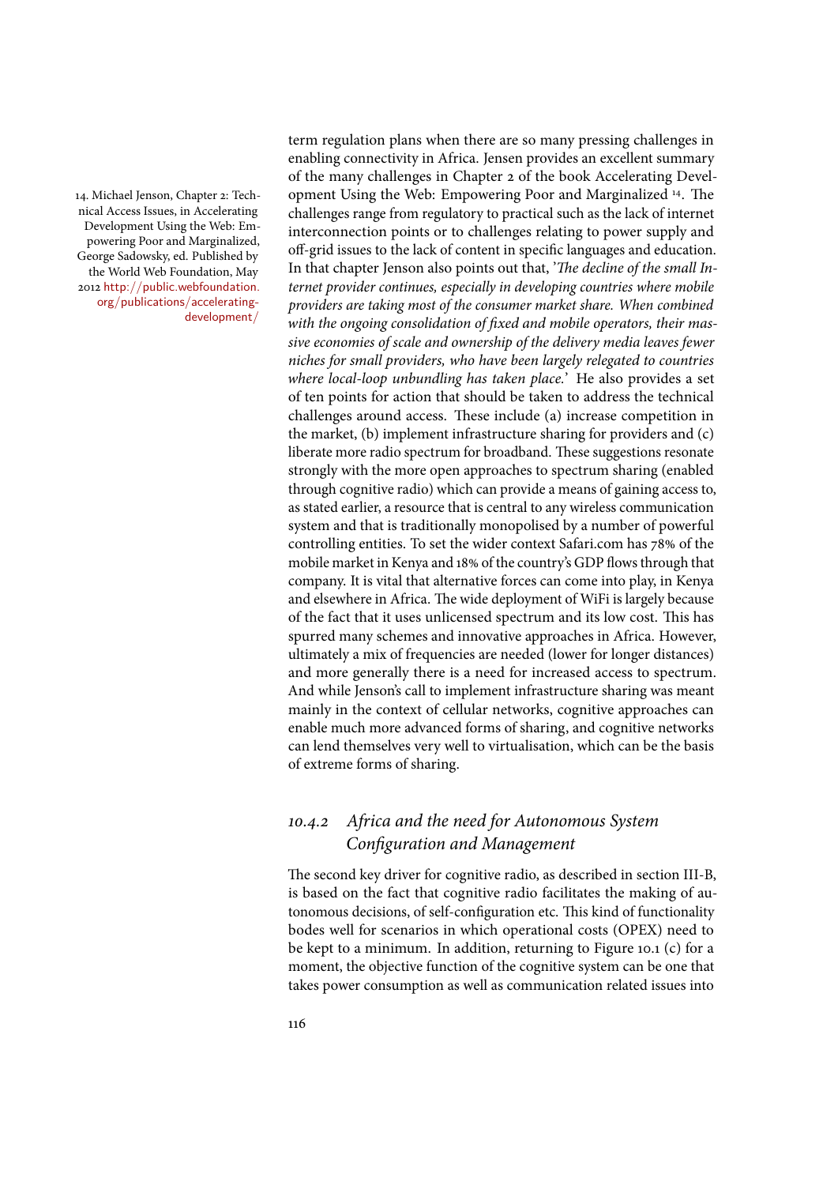term regulation plans when there are so many pressing challenges in enabling connectivity in Africa. Jensen provides an excellent summary of the many challenges in Chapter 2 of the book Accelerating Development Using the Web: Empowering Poor and Marginalized [14]. The challenges range from regulatory to practical such as the lack of internet interconnection points or to challenges relating to power supply and off-grid issues to the lack of content in specific languages and education. In that chapter Jenson also points out that, '*The decline of the small Internet provider continues, especially in developing countries where mobile providers are taking most of the consumer market share. When combined with the ongoing consolidation of fixed and mobile operators, their massive economies of scale and ownership of the delivery media leaves fewer niches for small providers, who have been largely relegated to countries where local-loop unbundling has taken place.*' He also provides a set of ten points for action that should be taken to address the technical challenges around access. These include (a) increase competition in the market, (b) implement infrastructure sharing for providers and (c) liberate more radio spectrum for broadband. These suggestions resonate strongly with the more open approaches to spectrum sharing (enabled through cognitive radio) which can provide a means of gaining access to, as stated earlier, a resource that is central to any wireless communication system and that is traditionally monopolised by a number of powerful controlling entities. To set the wider context Safari.com has 78% of the mobile market in Kenya and 18% of the country's GDP flows through that company. It is vital that alternative forces can come into play, in Kenya and elsewhere in Africa. The wide deployment of WiFi is largely because of the fact that it uses unlicensed spectrum and its low cost. This has spurred many schemes and innovative approaches in Africa. However, ultimately a mix of frequencies are needed (lower for longer distances) and more generally there is a need for increased access to spectrum. And while Jenson's call to implement infrastructure sharing was meant mainly in the context of cellular networks, cognitive approaches can enable much more advanced forms of sharing, and cognitive networks can lend themselves very well to virtualisation, which can be the basis of extreme forms of sharing.

14. Michael Jenson, Chapter 2: Technical Access Issues, in Accelerating Development Using the Web: Empowering Poor and Marginalized, George Sadowsky, ed. Published by the World Web Foundation, May 2012 http://public.webfoundation.org/publications/accelerating-development/

### 10.4.2 *Africa and the need for Autonomous System Configuration and Management*

The second key driver for cognitive radio, as described in section III-B, is based on the fact that cognitive radio facilitates the making of autonomous decisions, of self-configuration etc. This kind of functionality bodes well for scenarios in which operational costs (OPEX) need to be kept to a minimum. In addition, returning to Figure 10.1 (c) for a moment, the objective function of the cognitive system can be one that takes power consumption as well as communication related issues into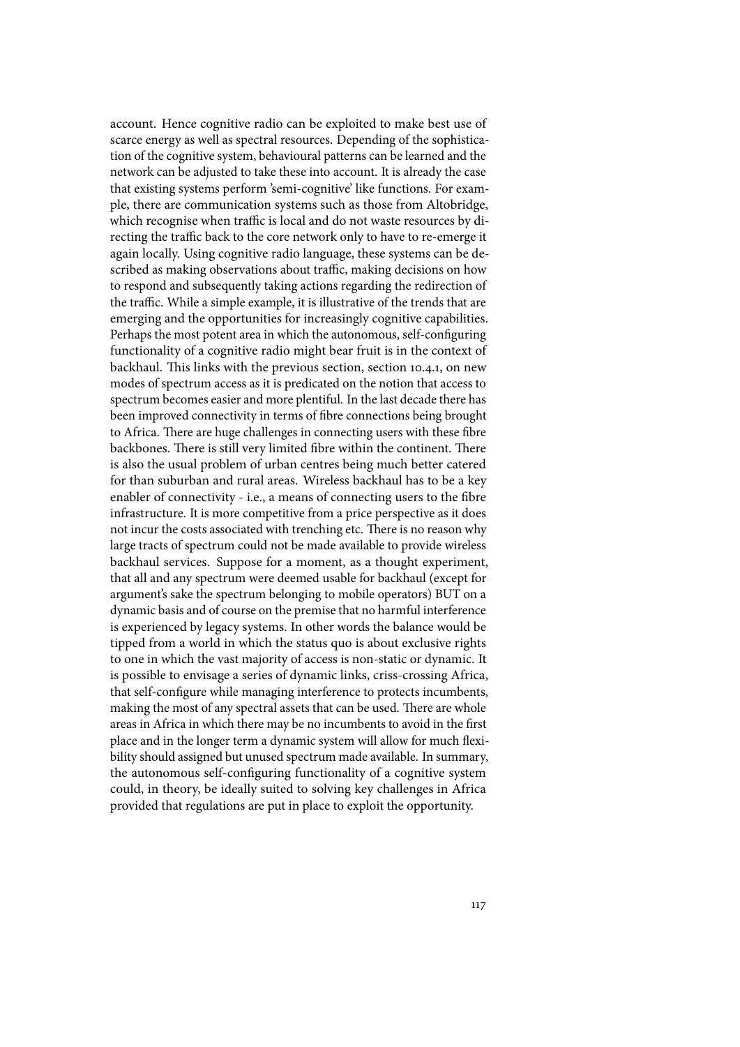account. Hence cognitive radio can be exploited to make best use of scarce energy as well as spectral resources. Depending of the sophistication of the cognitive system, behavioural patterns can be learned and the network can be adjusted to take these into account. It is already the case that existing systems perform 'semi-cognitive' like functions. For example, there are communication systems such as those from Altobridge, which recognise when traffic is local and do not waste resources by directing the traffic back to the core network only to have to re-emerge it again locally. Using cognitive radio language, these systems can be described as making observations about traffic, making decisions on how to respond and subsequently taking actions regarding the redirection of the traffic. While a simple example, it is illustrative of the trends that are emerging and the opportunities for increasingly cognitive capabilities. Perhaps the most potent area in which the autonomous, self-configuring functionality of a cognitive radio might bear fruit is in the context of backhaul. This links with the previous section, section 10.4.1, on new modes of spectrum access as it is predicated on the notion that access to spectrum becomes easier and more plentiful. In the last decade there has been improved connectivity in terms of fibre connections being brought to Africa. There are huge challenges in connecting users with these fibre backbones. There is still very limited fibre within the continent. There is also the usual problem of urban centres being much better catered for than suburban and rural areas. Wireless backhaul has to be a key enabler of connectivity - i.e., a means of connecting users to the fibre infrastructure. It is more competitive from a price perspective as it does not incur the costs associated with trenching etc. There is no reason why large tracts of spectrum could not be made available to provide wireless backhaul services. Suppose for a moment, as a thought experiment, that all and any spectrum were deemed usable for backhaul (except for argument's sake the spectrum belonging to mobile operators) BUT on a dynamic basis and of course on the premise that no harmful interference is experienced by legacy systems. In other words the balance would be tipped from a world in which the status quo is about exclusive rights to one in which the vast majority of access is non-static or dynamic. It is possible to envisage a series of dynamic links, criss-crossing Africa, that self-configure while managing interference to protects incumbents, making the most of any spectral assets that can be used. There are whole areas in Africa in which there may be no incumbents to avoid in the first place and in the longer term a dynamic system will allow for much flexibility should assigned but unused spectrum made available. In summary, the autonomous self-configuring functionality of a cognitive system could, in theory, be ideally suited to solving key challenges in Africa provided that regulations are put in place to exploit the opportunity.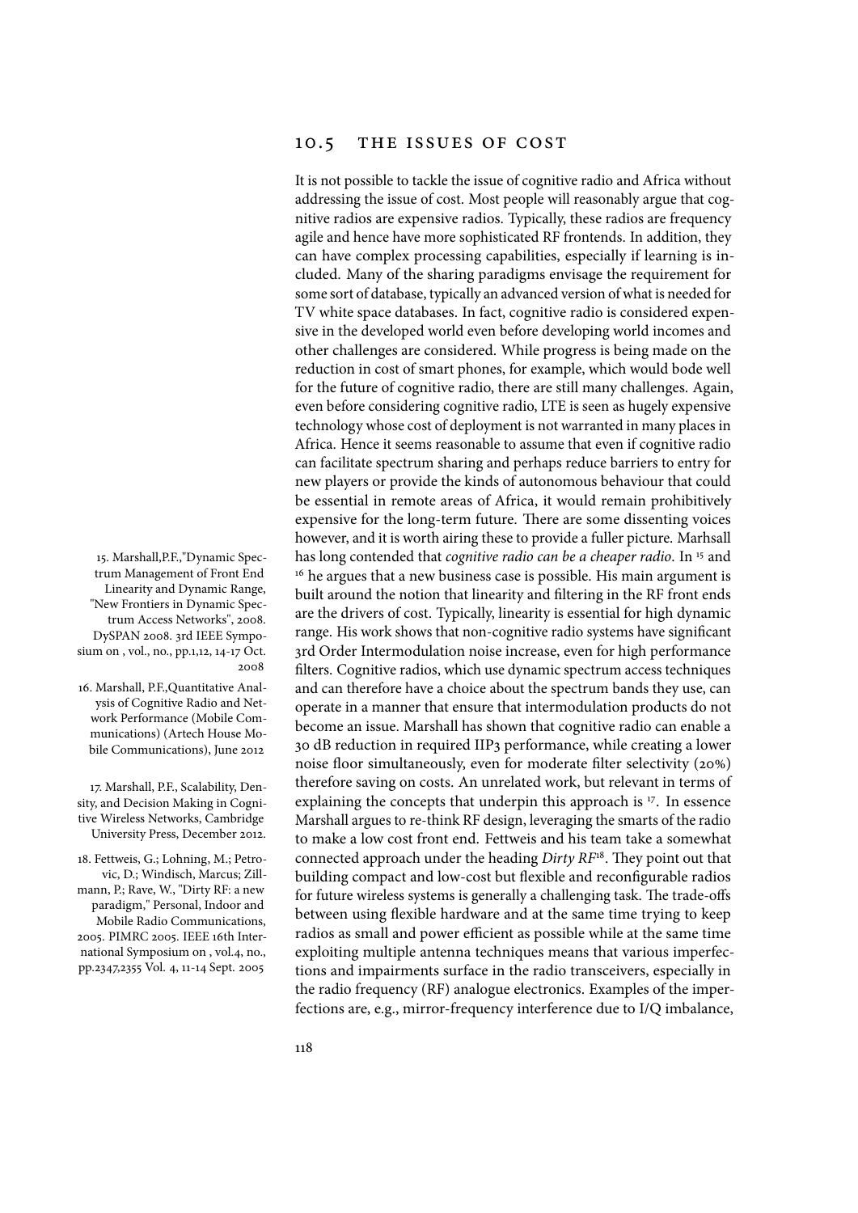## 10.5 The issues of cost

It is not possible to tackle the issue of cognitive radio and Africa without addressing the issue of cost. Most people will reasonably argue that cognitive radios are expensive radios. Typically, these radios are frequency agile and hence have more sophisticated RF frontends. In addition, they can have complex processing capabilities, especially if learning is included. Many of the sharing paradigms envisage the requirement for some sort of database, typically an advanced version of what is needed for TV white space databases. In fact, cognitive radio is considered expensive in the developed world even before developing world incomes and other challenges are considered. While progress is being made on the reduction in cost of smart phones, for example, which would bode well for the future of cognitive radio, there are still many challenges. Again, even before considering cognitive radio, LTE is seen as hugely expensive technology whose cost of deployment is not warranted in many places in Africa. Hence it seems reasonable to assume that even if cognitive radio can facilitate spectrum sharing and perhaps reduce barriers to entry for new players or provide the kinds of autonomous behaviour that could be essential in remote areas of Africa, it would remain prohibitively expensive for the long-term future. There are some dissenting voices however, and it is worth airing these to provide a fuller picture. Marhsall has long contended that *cognitive radio can be a cheaper radio*. In [15] and [16] he argues that a new business case is possible. His main argument is built around the notion that linearity and filtering in the RF front ends are the drivers of cost. Typically, linearity is essential for high dynamic range. His work shows that non-cognitive radio systems have significant 3rd Order Intermodulation noise increase, even for high performance filters. Cognitive radios, which use dynamic spectrum access techniques and can therefore have a choice about the spectrum bands they use, can operate in a manner that ensure that intermodulation products do not become an issue. Marshall has shown that cognitive radio can enable a 30 dB reduction in required IIP3 performance, while creating a lower noise floor simultaneously, even for moderate filter selectivity (20%) therefore saving on costs. An unrelated work, but relevant in terms of explaining the concepts that underpin this approach is [17]. In essence Marshall argues to re-think RF design, leveraging the smarts of the radio to make a low cost front end. Fettweis and his team take a somewhat connected approach under the heading *Dirty RF*[18]. They point out that building compact and low-cost but flexible and reconfigurable radios for future wireless systems is generally a challenging task. The trade-offs between using flexible hardware and at the same time trying to keep radios as small and power efficient as possible while at the same time exploiting multiple antenna techniques means that various imperfections and impairments surface in the radio transceivers, especially in the radio frequency (RF) analogue electronics. Examples of the imperfections are, e.g., mirror-frequency interference due to I/Q imbalance,

15. Marshall,P.F.,"Dynamic Spectrum Management of Front End Linearity and Dynamic Range, "New Frontiers in Dynamic Spectrum Access Networks", 2008. DySPAN 2008. 3rd IEEE Symposium on , vol., no., pp.1,12, 14-17 Oct. 2008

16. Marshall, P.F.,Quantitative Analysis of Cognitive Radio and Network Performance (Mobile Communications) (Artech House Mobile Communications), June 2012

17. Marshall, P.F., Scalability, Density, and Decision Making in Cognitive Wireless Networks, Cambridge University Press, December 2012.

18. Fettweis, G.; Lohning, M.; Petrovic, D.; Windisch, Marcus; Zillmann, P.; Rave, W., "Dirty RF: a new paradigm," Personal, Indoor and Mobile Radio Communications, 2005. PIMRC 2005. IEEE 16th International Symposium on , vol.4, no., pp.2347,2355 Vol. 4, 11-14 Sept. 2005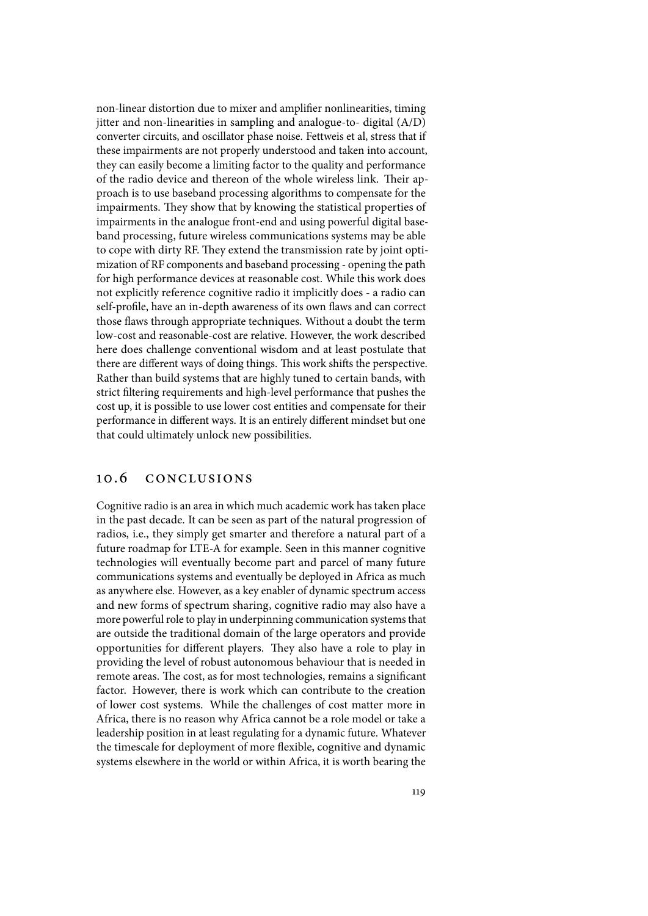non-linear distortion due to mixer and amplifier nonlinearities, timing jitter and non-linearities in sampling and analogue-to- digital (A/D) converter circuits, and oscillator phase noise. Fettweis et al, stress that if these impairments are not properly understood and taken into account, they can easily become a limiting factor to the quality and performance of the radio device and thereon of the whole wireless link. Their approach is to use baseband processing algorithms to compensate for the impairments. They show that by knowing the statistical properties of impairments in the analogue front-end and using powerful digital baseband processing, future wireless communications systems may be able to cope with dirty RF. They extend the transmission rate by joint optimization of RF components and baseband processing - opening the path for high performance devices at reasonable cost. While this work does not explicitly reference cognitive radio it implicitly does - a radio can self-profile, have an in-depth awareness of its own flaws and can correct those flaws through appropriate techniques. Without a doubt the term low-cost and reasonable-cost are relative. However, the work described here does challenge conventional wisdom and at least postulate that there are different ways of doing things. This work shifts the perspective. Rather than build systems that are highly tuned to certain bands, with strict filtering requirements and high-level performance that pushes the cost up, it is possible to use lower cost entities and compensate for their performance in different ways. It is an entirely different mindset but one that could ultimately unlock new possibilities.

## 10.6 CONCLUSIONS

Cognitive radio is an area in which much academic work has taken place in the past decade. It can be seen as part of the natural progression of radios, i.e., they simply get smarter and therefore a natural part of a future roadmap for LTE-A for example. Seen in this manner cognitive technologies will eventually become part and parcel of many future communications systems and eventually be deployed in Africa as much as anywhere else. However, as a key enabler of dynamic spectrum access and new forms of spectrum sharing, cognitive radio may also have a more powerful role to play in underpinning communication systems that are outside the traditional domain of the large operators and provide opportunities for different players. They also have a role to play in providing the level of robust autonomous behaviour that is needed in remote areas. The cost, as for most technologies, remains a significant factor. However, there is work which can contribute to the creation of lower cost systems. While the challenges of cost matter more in Africa, there is no reason why Africa cannot be a role model or take a leadership position in at least regulating for a dynamic future. Whatever the timescale for deployment of more flexible, cognitive and dynamic systems elsewhere in the world or within Africa, it is worth bearing the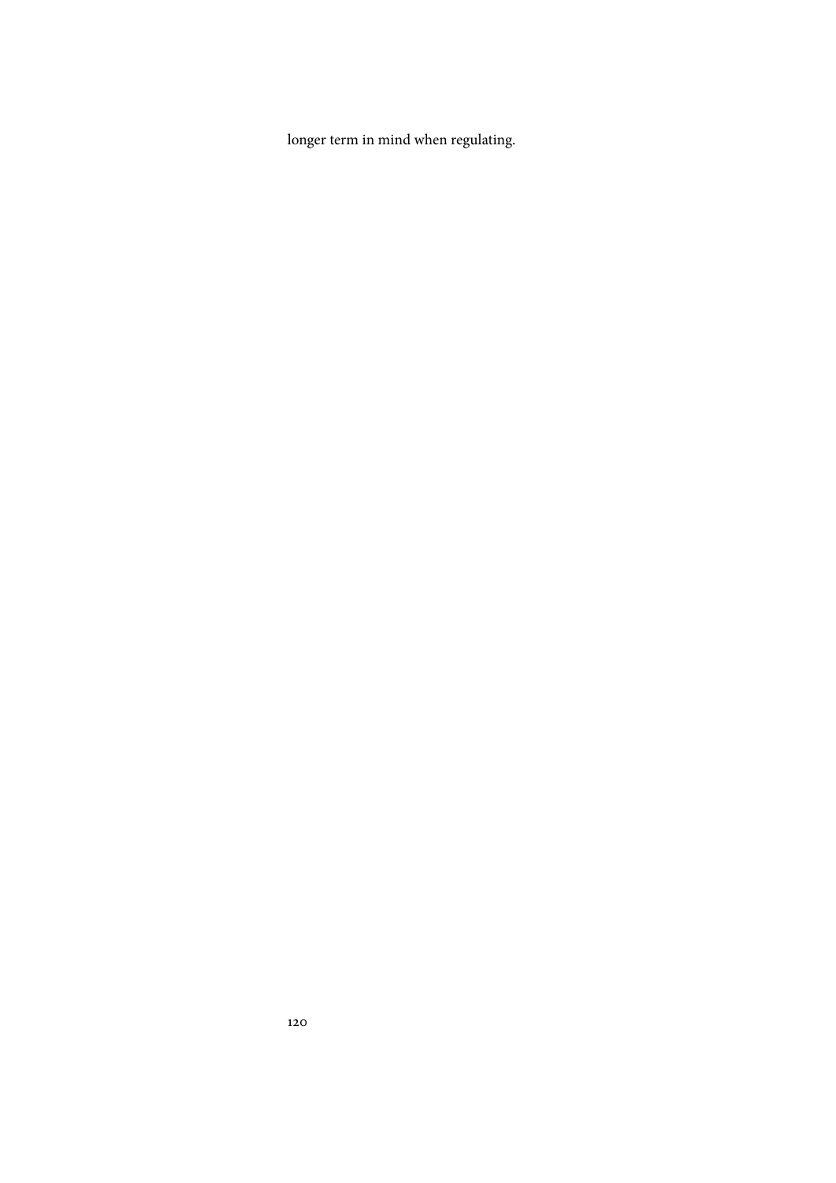longer term in mind when regulating.